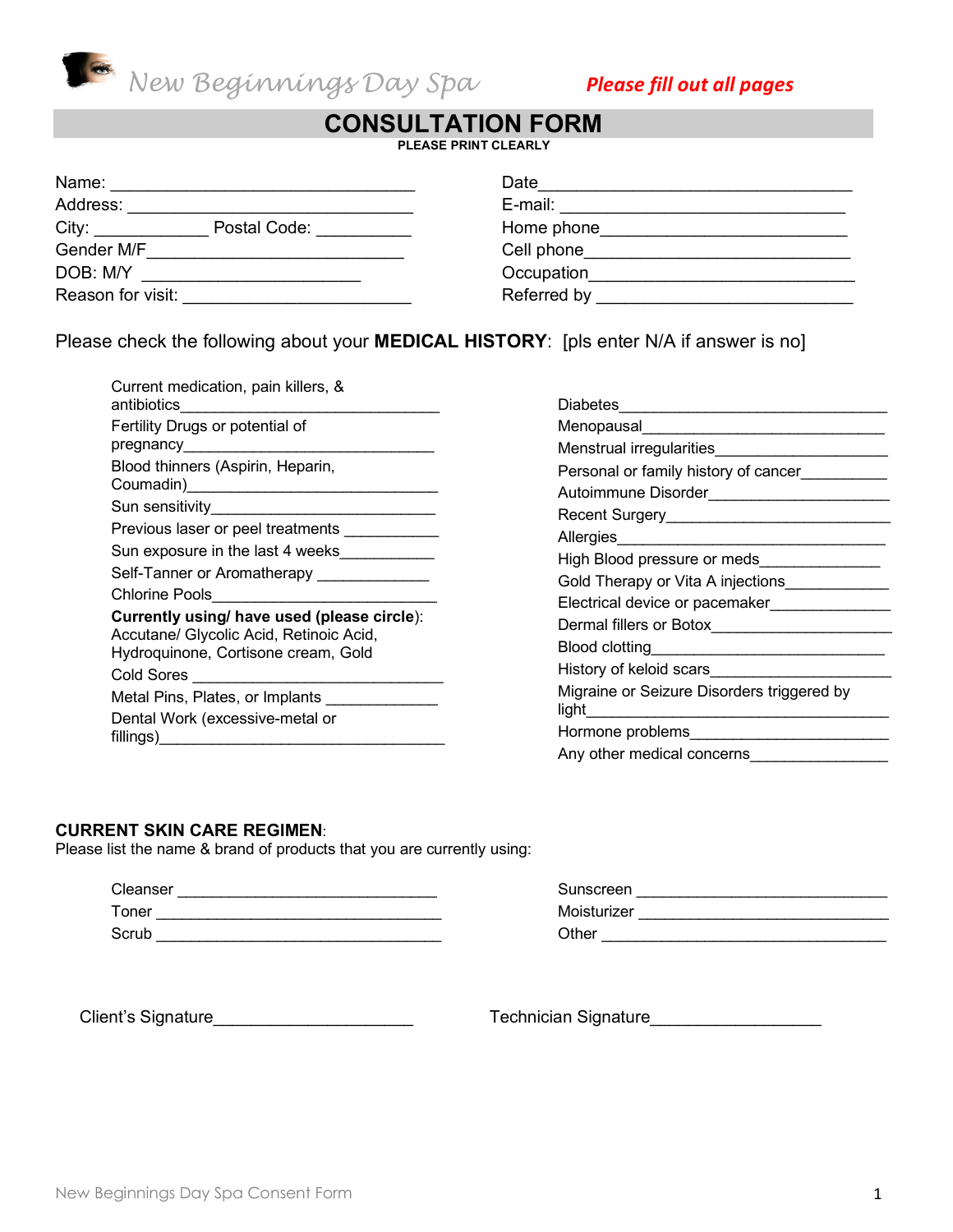New Beginnings Day Spa

**Please fill out all pages**

# CONSULTATION FORM

**PLEASE PRINT CLEARLY**

Name: ________________________________

Address: ______________________________

City: ___________ Postal Code: __________

Gender M/F___________________________

DOB: M/Y _______________________

Reason for visit: ________________________

Date_________________________________

E-mail: ______________________________

Home phone__________________________

Cell phone____________________________

Occupation____________________________

Referred by ___________________________

Please check the following about your **MEDICAL HISTORY**: [pls enter N/A if answer is no]

Current medication, pain killers, & antibiotics_____________________________

Fertility Drugs or potential of pregnancy____________________________

Blood thinners (Aspirin, Heparin, Coumadin)____________________________

Sun sensitivity__________________________

Previous laser or peel treatments __________

Sun exposure in the last 4 weeks__________

Self-Tanner or Aromatherapy ____________

Chlorine Pools__________________________

**Currently using/ have used (please circle)**: Accutane/ Glycolic Acid, Retinoic Acid, Hydroquinone, Cortisone cream, Gold

Cold Sores ____________________________

Metal Pins, Plates, or Implants ____________

Dental Work (excessive-metal or fillings)________________________________

Diabetes______________________________

Menopausal___________________________

Menstrual irregularities___________________

Personal or family history of cancer_________

Autoimmune Disorder____________________

Recent Surgery_________________________

Allergies______________________________

High Blood pressure or meds_____________

Gold Therapy or Vita A injections___________

Electrical device or pacemaker_____________

Dermal fillers or Botox___________________

Blood clotting__________________________

History of keloid scars___________________

Migraine or Seizure Disorders triggered by light_________________________________

Hormone problems______________________

Any other medical concerns_______________

**CURRENT SKIN CARE REGIMEN**:

Please list the name & brand of products that you are currently using:

Cleanser ______________________________

Toner ________________________________

Scrub ________________________________

Sunscreen _____________________________

Moisturizer ____________________________

Other ________________________________

Client's Signature____________________

Technician Signature_________________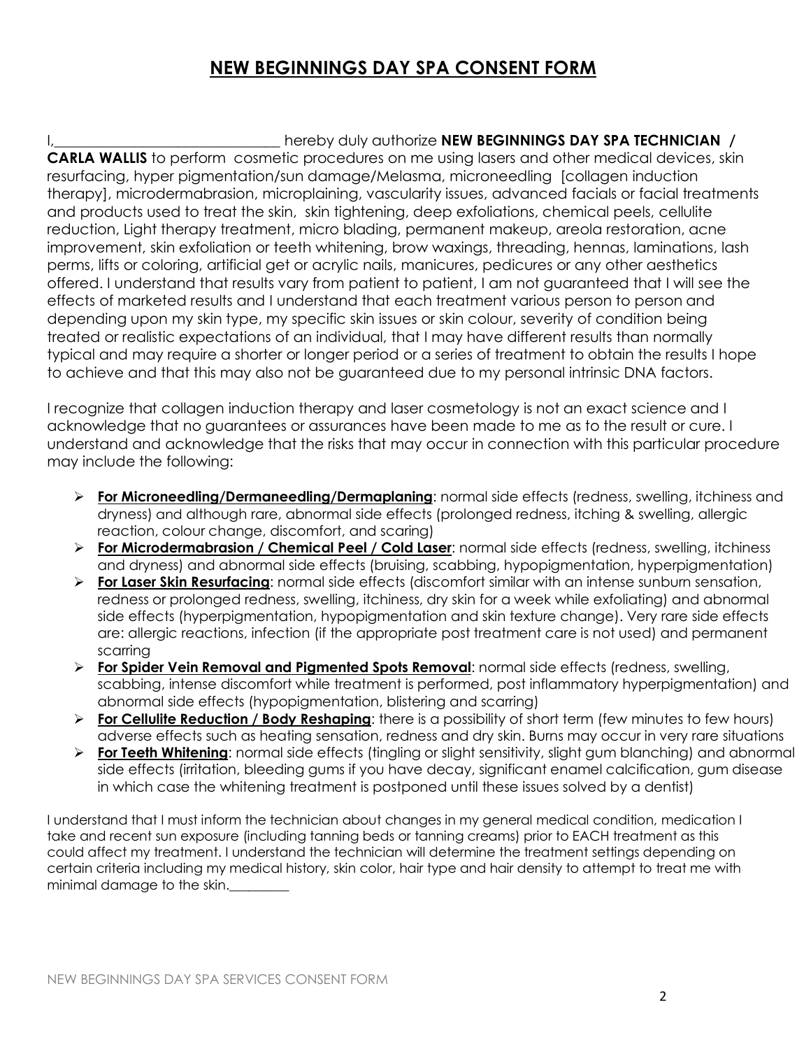# NEW BEGINNINGS DAY SPA CONSENT FORM

I,_______________________________ hereby duly authorize **NEW BEGINNINGS DAY SPA TECHNICIAN / CARLA WALLIS** to perform cosmetic procedures on me using lasers and other medical devices, skin resurfacing, hyper pigmentation/sun damage/Melasma, microneedling [collagen induction therapy], microdermabrasion, microplaining, vascularity issues, advanced facials or facial treatments and products used to treat the skin, skin tightening, deep exfoliations, chemical peels, cellulite reduction, Light therapy treatment, micro blading, permanent makeup, areola restoration, acne improvement, skin exfoliation or teeth whitening, brow waxings, threading, hennas, laminations, lash perms, lifts or coloring, artificial get or acrylic nails, manicures, pedicures or any other aesthetics offered. I understand that results vary from patient to patient, I am not guaranteed that I will see the effects of marketed results and I understand that each treatment various person to person and depending upon my skin type, my specific skin issues or skin colour, severity of condition being treated or realistic expectations of an individual, that I may have different results than normally typical and may require a shorter or longer period or a series of treatment to obtain the results I hope to achieve and that this may also not be guaranteed due to my personal intrinsic DNA factors.

I recognize that collagen induction therapy and laser cosmetology is not an exact science and I acknowledge that no guarantees or assurances have been made to me as to the result or cure. I understand and acknowledge that the risks that may occur in connection with this particular procedure may include the following:

- **For Microneedling/Dermaneedling/Dermaplaning**: normal side effects (redness, swelling, itchiness and dryness) and although rare, abnormal side effects (prolonged redness, itching & swelling, allergic reaction, colour change, discomfort, and scaring)
- **For Microdermabrasion / Chemical Peel / Cold Laser**: normal side effects (redness, swelling, itchiness and dryness) and abnormal side effects (bruising, scabbing, hypopigmentation, hyperpigmentation)
- **For Laser Skin Resurfacing**: normal side effects (discomfort similar with an intense sunburn sensation, redness or prolonged redness, swelling, itchiness, dry skin for a week while exfoliating) and abnormal side effects (hyperpigmentation, hypopigmentation and skin texture change). Very rare side effects are: allergic reactions, infection (if the appropriate post treatment care is not used) and permanent scarring
- **For Spider Vein Removal and Pigmented Spots Removal**: normal side effects (redness, swelling, scabbing, intense discomfort while treatment is performed, post inflammatory hyperpigmentation) and abnormal side effects (hypopigmentation, blistering and scarring)
- **For Cellulite Reduction / Body Reshaping**: there is a possibility of short term (few minutes to few hours) adverse effects such as heating sensation, redness and dry skin. Burns may occur in very rare situations
- **For Teeth Whitening**: normal side effects (tingling or slight sensitivity, slight gum blanching) and abnormal side effects (irritation, bleeding gums if you have decay, significant enamel calcification, gum disease in which case the whitening treatment is postponed until these issues solved by a dentist)

I understand that I must inform the technician about changes in my general medical condition, medication I take and recent sun exposure (including tanning beds or tanning creams) prior to EACH treatment as this could affect my treatment. I understand the technician will determine the treatment settings depending on certain criteria including my medical history, skin color, hair type and hair density to attempt to treat me with minimal damage to the skin._________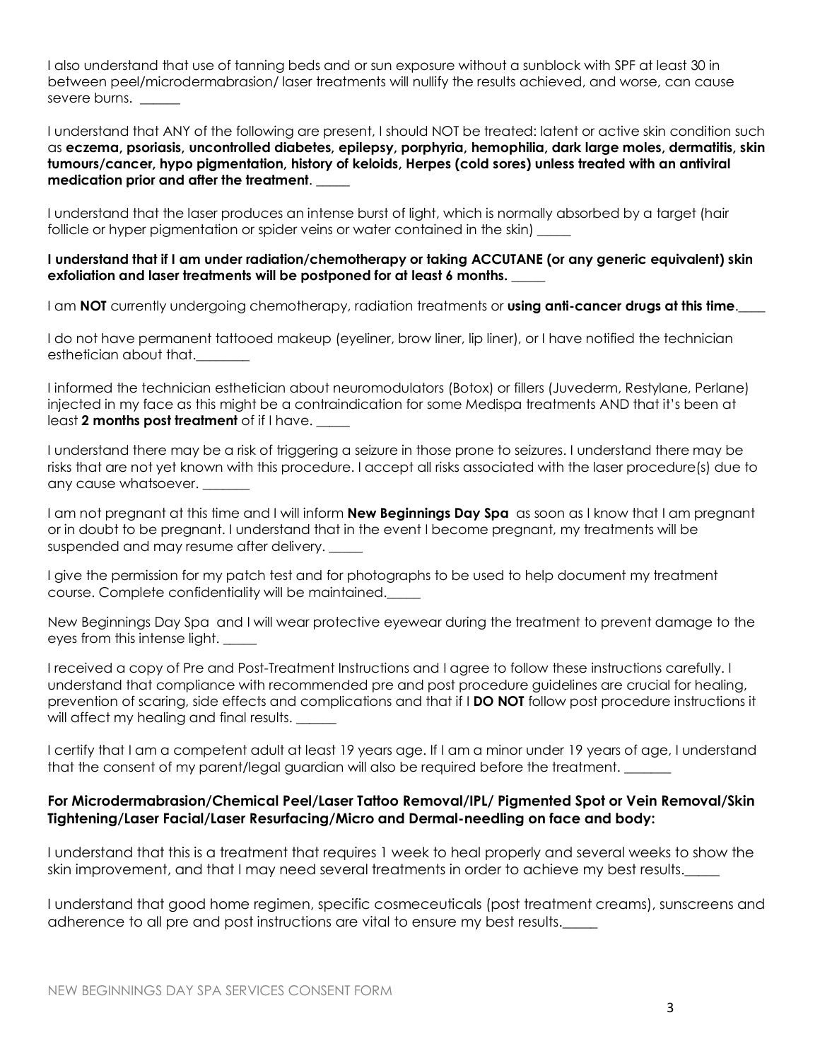I also understand that use of tanning beds and or sun exposure without a sunblock with SPF at least 30 in between peel/microdermabrasion/ laser treatments will nullify the results achieved, and worse, can cause severe burns. ______

I understand that ANY of the following are present, I should NOT be treated: latent or active skin condition such as **eczema, psoriasis, uncontrolled diabetes, epilepsy, porphyria, hemophilia, dark large moles, dermatitis, skin tumours/cancer, hypo pigmentation, history of keloids, Herpes (cold sores) unless treated with an antiviral medication prior and after the treatment**. _____

I understand that the laser produces an intense burst of light, which is normally absorbed by a target (hair follicle or hyper pigmentation or spider veins or water contained in the skin) _____

**I understand that if I am under radiation/chemotherapy or taking ACCUTANE (or any generic equivalent) skin exfoliation and laser treatments will be postponed for at least 6 months.** _____

I am **NOT** currently undergoing chemotherapy, radiation treatments or **using anti-cancer drugs at this time**.____

I do not have permanent tattooed makeup (eyeliner, brow liner, lip liner), or I have notified the technician esthetician about that.________

I informed the technician esthetician about neuromodulators (Botox) or fillers (Juvederm, Restylane, Perlane) injected in my face as this might be a contraindication for some Medispa treatments AND that it's been at least **2 months post treatment** of if I have. _____

I understand there may be a risk of triggering a seizure in those prone to seizures. I understand there may be risks that are not yet known with this procedure. I accept all risks associated with the laser procedure(s) due to any cause whatsoever. _______

I am not pregnant at this time and I will inform **New Beginnings Day Spa** as soon as I know that I am pregnant or in doubt to be pregnant. I understand that in the event I become pregnant, my treatments will be suspended and may resume after delivery. _____

I give the permission for my patch test and for photographs to be used to help document my treatment course. Complete confidentiality will be maintained._____

New Beginnings Day Spa and I will wear protective eyewear during the treatment to prevent damage to the eyes from this intense light. _____

I received a copy of Pre and Post-Treatment Instructions and I agree to follow these instructions carefully. I understand that compliance with recommended pre and post procedure guidelines are crucial for healing, prevention of scaring, side effects and complications and that if I **DO NOT** follow post procedure instructions it will affect my healing and final results. ______

I certify that I am a competent adult at least 19 years age. If I am a minor under 19 years of age, I understand that the consent of my parent/legal guardian will also be required before the treatment. _______

### For Microdermabrasion/Chemical Peel/Laser Tattoo Removal/IPL/ Pigmented Spot or Vein Removal/Skin Tightening/Laser Facial/Laser Resurfacing/Micro and Dermal-needling on face and body:

I understand that this is a treatment that requires 1 week to heal properly and several weeks to show the skin improvement, and that I may need several treatments in order to achieve my best results._____

I understand that good home regimen, specific cosmeceuticals (post treatment creams), sunscreens and adherence to all pre and post instructions are vital to ensure my best results._____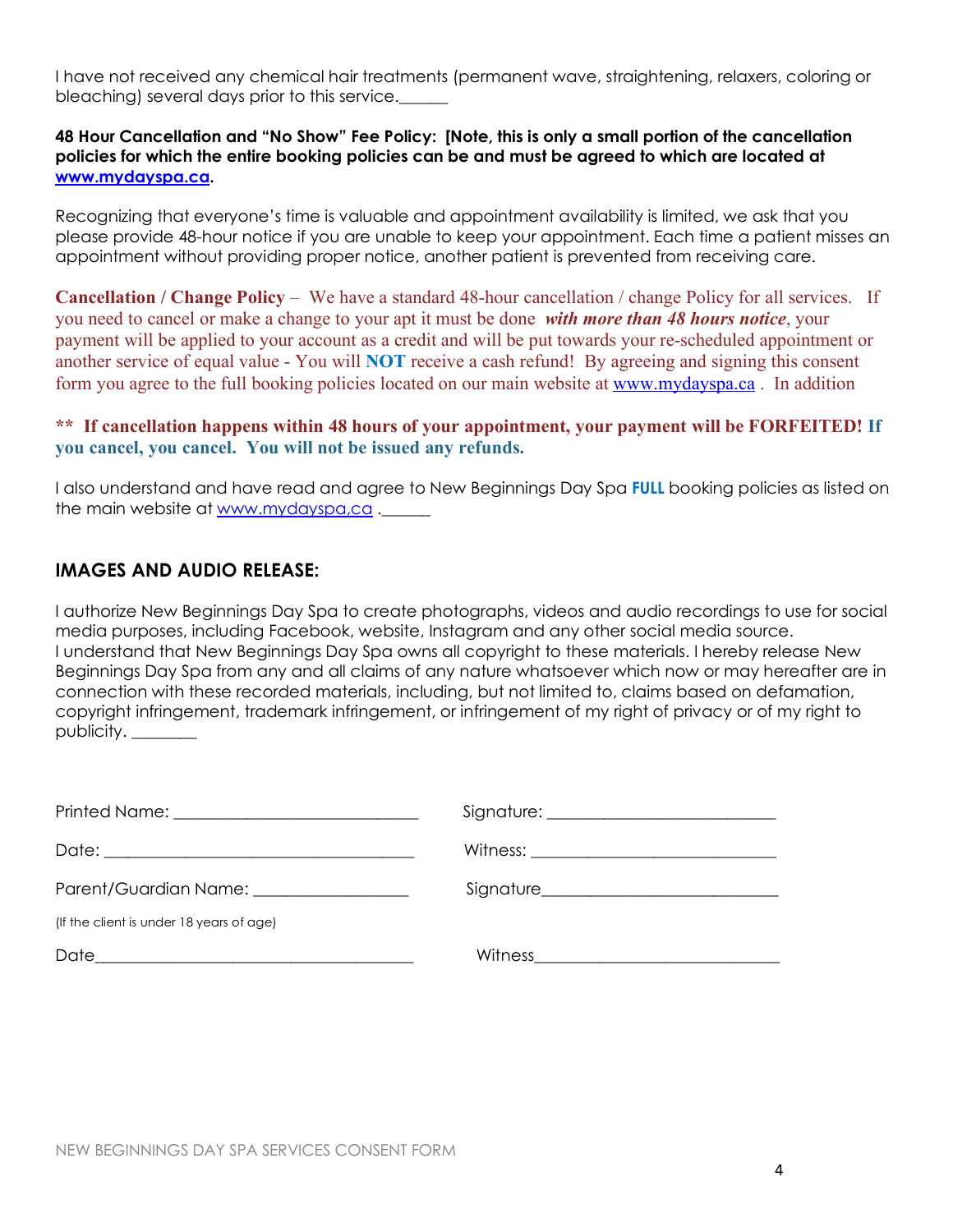I have not received any chemical hair treatments (permanent wave, straightening, relaxers, coloring or bleaching) several days prior to this service.______

**48 Hour Cancellation and "No Show" Fee Policy: [Note, this is only a small portion of the cancellation policies for which the entire booking policies can be and must be agreed to which are located at [www.mydayspa.ca](http://www.mydayspa.ca).**

Recognizing that everyone's time is valuable and appointment availability is limited, we ask that you please provide 48-hour notice if you are unable to keep your appointment. Each time a patient misses an appointment without providing proper notice, another patient is prevented from receiving care.

**Cancellation / Change Policy** – We have a standard 48-hour cancellation / change Policy for all services. If you need to cancel or make a change to your apt it must be done ***with more than 48 hours notice***, your payment will be applied to your account as a credit and will be put towards your re-scheduled appointment or another service of equal value - You will **NOT** receive a cash refund! By agreeing and signing this consent form you agree to the full booking policies located on our main website at [www.mydayspa.ca](http://www.mydayspa.ca) . In addition

**** If cancellation happens within 48 hours of your appointment, your payment will be FORFEITED! If you cancel, you cancel. You will not be issued any refunds.**

I also understand and have read and agree to New Beginnings Day Spa **FULL** booking policies as listed on the main website at [www.mydayspa,ca](http://www.mydayspa.ca) .______

## IMAGES AND AUDIO RELEASE:

I authorize New Beginnings Day Spa to create photographs, videos and audio recordings to use for social media purposes, including Facebook, website, Instagram and any other social media source.
I understand that New Beginnings Day Spa owns all copyright to these materials. I hereby release New Beginnings Day Spa from any and all claims of any nature whatsoever which now or may hereafter are in connection with these recorded materials, including, but not limited to, claims based on defamation, copyright infringement, trademark infringement, or infringement of my right of privacy or of my right to publicity. ________

Printed Name: ______________________________ Signature: ___________________________

Date: ______________________________________ Witness: _____________________________

Parent/Guardian Name: ___________________ Signature_____________________________

(If the client is under 18 years of age)

Date_______________________________________ Witness______________________________

NEW BEGINNINGS DAY SPA SERVICES CONSENT FORM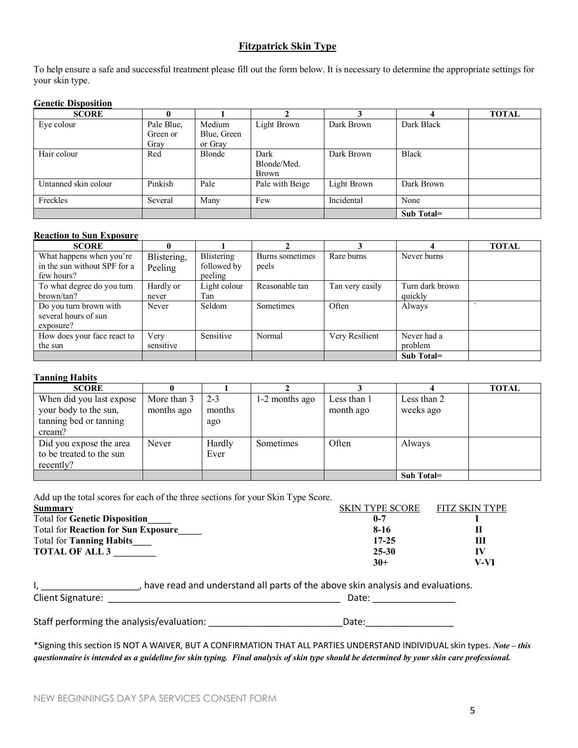# Fitzpatrick Skin Type

To help ensure a safe and successful treatment please fill out the form below. It is necessary to determine the appropriate settings for your skin type.

## Genetic Disposition

| SCORE | 0 | 1 | 2 | 3 | 4 | TOTAL |
|---|---|---|---|---|---|---|
| Eye colour | Pale Blue, Green or Gray | Medium Blue, Green or Gray | Light Brown | Dark Brown | Dark Black | |
| Hair colour | Red | Blonde | Dark Blonde/Med. Brown | Dark Brown | Black | |
| Untanned skin colour | Pinkish | Pale | Pale with Beige | Light Brown | Dark Brown | |
| Freckles | Several | Many | Few | Incidental | None | |
| | | | | | **Sub Total=** | |

## Reaction to Sun Exposure

| SCORE | 0 | 1 | 2 | 3 | 4 | TOTAL |
|---|---|---|---|---|---|---|
| What happens when you're in the sun without SPF for a few hours? | Blistering, Peeling | Blistering followed by peeling | Burns sometimes peels | Rare burns | Never burns | |
| To what degree do you turn brown/tan? | Hardly or never | Light colour Tan | Reasonable tan | Tan very easily | Turn dark brown quickly | |
| Do you turn brown with several hours of sun exposure? | Never | Seldom | Sometimes | Often | Always | ` |
| How does your face react to the sun | Very sensitive | Sensitive | Normal | Very Resilient | Never had a problem | |
| | | | | | **Sub Total=** | |

## Tanning Habits

| SCORE | 0 | 1 | 2 | 3 | 4 | TOTAL |
|---|---|---|---|---|---|---|
| When did you last expose your body to the sun, tanning bed or tanning cream? | More than 3 months ago | 2-3 months ago | 1-2 months ago | Less than 1 month ago | Less than 2 weeks ago | |
| Did you expose the area to be treated to the sun recently? | Never | Hardly Ever | Sometimes | Often | Always | |
| | | | | | **Sub Total=** | |

Add up the total scores for each of the three sections for your Skin Type Score.

**Summary**
Total for **Genetic Disposition**_____
Total for **Reaction for Sun Exposure**_____
Total for **Tanning Habits**____
**TOTAL OF ALL 3** ________

| SKIN TYPE SCORE | FITZ SKIN TYPE |
|---|---|
| **0-7** | **I** |
| **8-16** | **II** |
| **17-25** | **III** |
| **25-30** | **IV** |
| **30+** | **V-VI** |

I, ___________________, have read and understand all parts of the above skin analysis and evaluations.
Client Signature: _______________________________________________ Date: ________________

Staff performing the analysis/evaluation: __________________________Date:_________________

*Signing this section IS NOT A WAIVER, BUT A CONFIRMATION THAT ALL PARTIES UNDERSTAND INDIVIDUAL skin types. ***Note – this questionnaire is intended as a guideline for skin typing. Final analysis of skin type should be determined by your skin care professional.***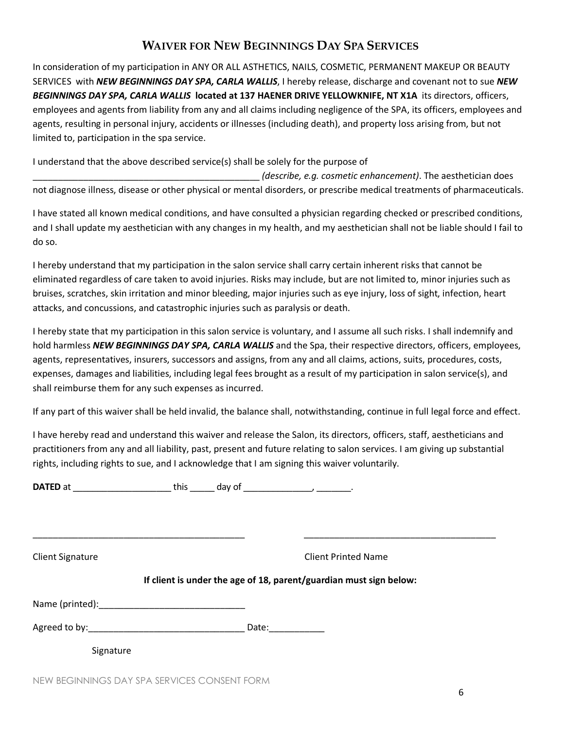## WAIVER FOR NEW BEGINNINGS DAY SPA SERVICES

In consideration of my participation in ANY OR ALL ASTHETICS, NAILS, COSMETIC, PERMANENT MAKEUP OR BEAUTY SERVICES with ***NEW BEGINNINGS DAY SPA, CARLA WALLIS***, I hereby release, discharge and covenant not to sue ***NEW BEGINNINGS DAY SPA, CARLA WALLIS*** **located at 137 HAENER DRIVE YELLOWKNIFE, NT X1A** its directors, officers, employees and agents from liability from any and all claims including negligence of the SPA, its officers, employees and agents, resulting in personal injury, accidents or illnesses (including death), and property loss arising from, but not limited to, participation in the spa service.

I understand that the above described service(s) shall be solely for the purpose of ______________________________________________ *(describe, e.g. cosmetic enhancement)*. The aesthetician does not diagnose illness, disease or other physical or mental disorders, or prescribe medical treatments of pharmaceuticals.

I have stated all known medical conditions, and have consulted a physician regarding checked or prescribed conditions, and I shall update my aesthetician with any changes in my health, and my aesthetician shall not be liable should I fail to do so.

I hereby understand that my participation in the salon service shall carry certain inherent risks that cannot be eliminated regardless of care taken to avoid injuries. Risks may include, but are not limited to, minor injuries such as bruises, scratches, skin irritation and minor bleeding, major injuries such as eye injury, loss of sight, infection, heart attacks, and concussions, and catastrophic injuries such as paralysis or death.

I hereby state that my participation in this salon service is voluntary, and I assume all such risks. I shall indemnify and hold harmless ***NEW BEGINNINGS DAY SPA, CARLA WALLIS*** and the Spa, their respective directors, officers, employees, agents, representatives, insurers, successors and assigns, from any and all claims, actions, suits, procedures, costs, expenses, damages and liabilities, including legal fees brought as a result of my participation in salon service(s), and shall reimburse them for any such expenses as incurred.

If any part of this waiver shall be held invalid, the balance shall, notwithstanding, continue in full legal force and effect.

I have hereby read and understand this waiver and release the Salon, its directors, officers, staff, aestheticians and practitioners from any and all liability, past, present and future relating to salon services. I am giving up substantial rights, including rights to sue, and I acknowledge that I am signing this waiver voluntarily.

**DATED** at ___________________ this _____ day of _____________, _______.

___________________________________________ ________________________________________

Client Signature Client Printed Name

**If client is under the age of 18, parent/guardian must sign below:**

Name (printed):____________________________

Agreed to by:______________________________ Date:___________

Signature

NEW BEGINNINGS DAY SPA SERVICES CONSENT FORM